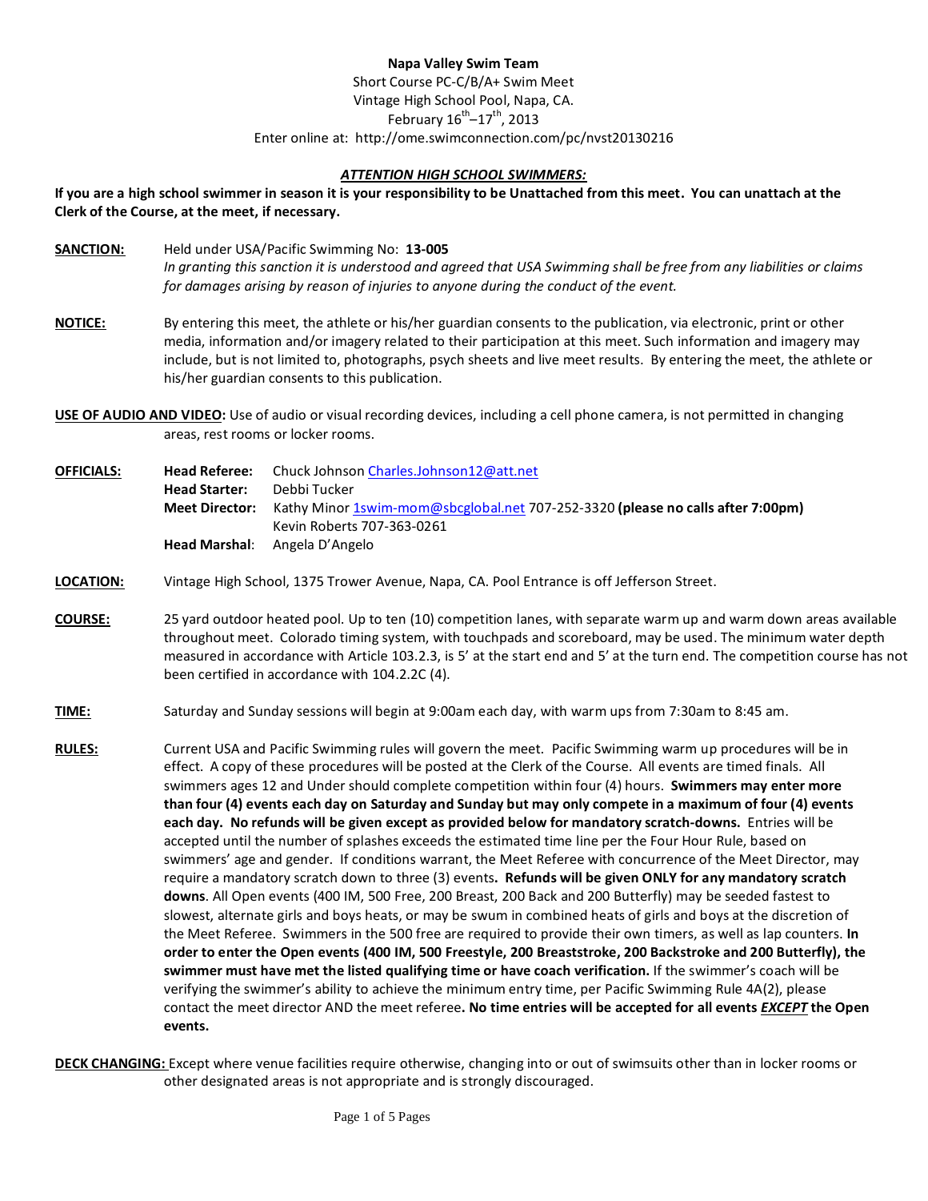**Napa Valley Swim Team**

Short Course PC-C/B/A+ Swim Meet

Vintage High School Pool, Napa, CA.

February 16th–17th, 2013

Enter online at: http://ome.swimconnection.com/pc/nvst20130216

***ATTENTION HIGH SCHOOL SWIMMERS:***

**If you are a high school swimmer in season it is your responsibility to be Unattached from this meet. You can unattach at the Clerk of the Course, at the meet, if necessary.**

**SANCTION:** Held under USA/Pacific Swimming No: **13-005**
*In granting this sanction it is understood and agreed that USA Swimming shall be free from any liabilities or claims for damages arising by reason of injuries to anyone during the conduct of the event.*

**NOTICE:** By entering this meet, the athlete or his/her guardian consents to the publication, via electronic, print or other media, information and/or imagery related to their participation at this meet. Such information and imagery may include, but is not limited to, photographs, psych sheets and live meet results. By entering the meet, the athlete or his/her guardian consents to this publication.

**USE OF AUDIO AND VIDEO:** Use of audio or visual recording devices, including a cell phone camera, is not permitted in changing areas, rest rooms or locker rooms.

**OFFICIALS:**
**Head Referee:** Chuck Johnson Charles.Johnson12@att.net
**Head Starter:** Debbi Tucker
**Meet Director:** Kathy Minor 1swim-mom@sbcglobal.net 707-252-3320 **(please no calls after 7:00pm)**
Kevin Roberts 707-363-0261
**Head Marshal:** Angela D'Angelo

**LOCATION:** Vintage High School, 1375 Trower Avenue, Napa, CA. Pool Entrance is off Jefferson Street.

**COURSE:** 25 yard outdoor heated pool. Up to ten (10) competition lanes, with separate warm up and warm down areas available throughout meet. Colorado timing system, with touchpads and scoreboard, may be used. The minimum water depth measured in accordance with Article 103.2.3, is 5' at the start end and 5' at the turn end. The competition course has not been certified in accordance with 104.2.2C (4).

**TIME:** Saturday and Sunday sessions will begin at 9:00am each day, with warm ups from 7:30am to 8:45 am.

**RULES:** Current USA and Pacific Swimming rules will govern the meet. Pacific Swimming warm up procedures will be in effect. A copy of these procedures will be posted at the Clerk of the Course. All events are timed finals. All swimmers ages 12 and Under should complete competition within four (4) hours. **Swimmers may enter more than four (4) events each day on Saturday and Sunday but may only compete in a maximum of four (4) events each day. No refunds will be given except as provided below for mandatory scratch-downs.** Entries will be accepted until the number of splashes exceeds the estimated time line per the Four Hour Rule, based on swimmers' age and gender. If conditions warrant, the Meet Referee with concurrence of the Meet Director, may require a mandatory scratch down to three (3) events**. Refunds will be given ONLY for any mandatory scratch downs**. All Open events (400 IM, 500 Free, 200 Breast, 200 Back and 200 Butterfly) may be seeded fastest to slowest, alternate girls and boys heats, or may be swum in combined heats of girls and boys at the discretion of the Meet Referee. Swimmers in the 500 free are required to provide their own timers, as well as lap counters. **In order to enter the Open events (400 IM, 500 Freestyle, 200 Breaststroke, 200 Backstroke and 200 Butterfly), the swimmer must have met the listed qualifying time or have coach verification.** If the swimmer's coach will be verifying the swimmer's ability to achieve the minimum entry time, per Pacific Swimming Rule 4A(2), please contact the meet director AND the meet referee**. No time entries will be accepted for all events *EXCEPT* the Open events.**

**DECK CHANGING:** Except where venue facilities require otherwise, changing into or out of swimsuits other than in locker rooms or other designated areas is not appropriate and is strongly discouraged.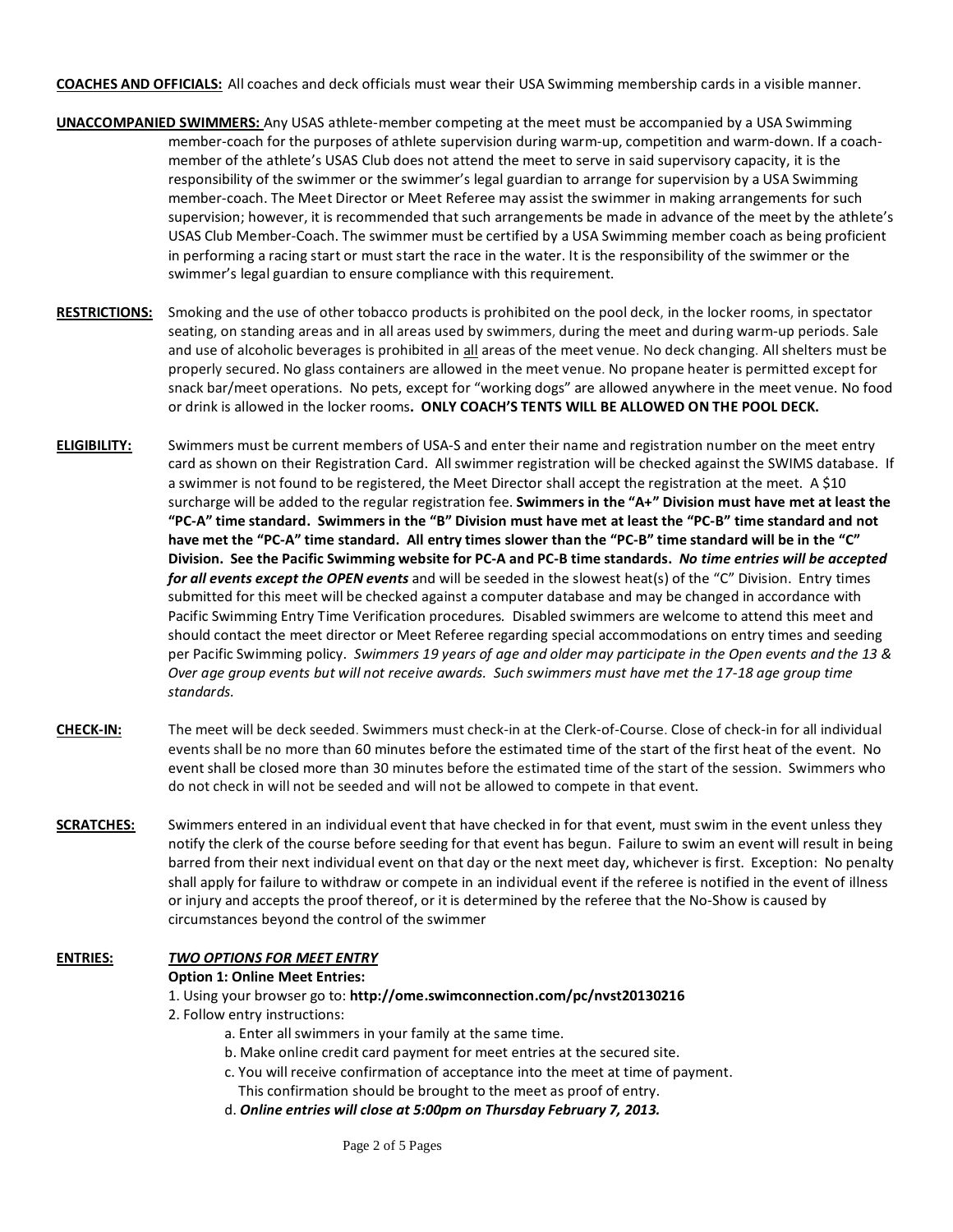**COACHES AND OFFICIALS:** All coaches and deck officials must wear their USA Swimming membership cards in a visible manner.

**UNACCOMPANIED SWIMMERS:** Any USAS athlete-member competing at the meet must be accompanied by a USA Swimming member-coach for the purposes of athlete supervision during warm-up, competition and warm-down. If a coach-member of the athlete's USAS Club does not attend the meet to serve in said supervisory capacity, it is the responsibility of the swimmer or the swimmer's legal guardian to arrange for supervision by a USA Swimming member-coach. The Meet Director or Meet Referee may assist the swimmer in making arrangements for such supervision; however, it is recommended that such arrangements be made in advance of the meet by the athlete's USAS Club Member-Coach. The swimmer must be certified by a USA Swimming member coach as being proficient in performing a racing start or must start the race in the water. It is the responsibility of the swimmer or the swimmer's legal guardian to ensure compliance with this requirement.

**RESTRICTIONS:** Smoking and the use of other tobacco products is prohibited on the pool deck, in the locker rooms, in spectator seating, on standing areas and in all areas used by swimmers, during the meet and during warm-up periods. Sale and use of alcoholic beverages is prohibited in all areas of the meet venue. No deck changing. All shelters must be properly secured. No glass containers are allowed in the meet venue. No propane heater is permitted except for snack bar/meet operations. No pets, except for "working dogs" are allowed anywhere in the meet venue. No food or drink is allowed in the locker rooms. **ONLY COACH'S TENTS WILL BE ALLOWED ON THE POOL DECK.**

**ELIGIBILITY:** Swimmers must be current members of USA-S and enter their name and registration number on the meet entry card as shown on their Registration Card. All swimmer registration will be checked against the SWIMS database. If a swimmer is not found to be registered, the Meet Director shall accept the registration at the meet. A $10 surcharge will be added to the regular registration fee. **Swimmers in the "A+" Division must have met at least the "PC-A" time standard. Swimmers in the "B" Division must have met at least the "PC-B" time standard and not have met the "PC-A" time standard. All entry times slower than the "PC-B" time standard will be in the "C" Division. See the Pacific Swimming website for PC-A and PC-B time standards.** ***No time entries will be accepted for all events except the OPEN events*** and will be seeded in the slowest heat(s) of the "C" Division. Entry times submitted for this meet will be checked against a computer database and may be changed in accordance with Pacific Swimming Entry Time Verification procedures. Disabled swimmers are welcome to attend this meet and should contact the meet director or Meet Referee regarding special accommodations on entry times and seeding per Pacific Swimming policy. *Swimmers 19 years of age and older may participate in the Open events and the 13 & Over age group events but will not receive awards. Such swimmers must have met the 17-18 age group time standards.*

**CHECK-IN:** The meet will be deck seeded. Swimmers must check-in at the Clerk-of-Course. Close of check-in for all individual events shall be no more than 60 minutes before the estimated time of the start of the first heat of the event. No event shall be closed more than 30 minutes before the estimated time of the start of the session. Swimmers who do not check in will not be seeded and will not be allowed to compete in that event.

**SCRATCHES:** Swimmers entered in an individual event that have checked in for that event, must swim in the event unless they notify the clerk of the course before seeding for that event has begun. Failure to swim an event will result in being barred from their next individual event on that day or the next meet day, whichever is first. Exception: No penalty shall apply for failure to withdraw or compete in an individual event if the referee is notified in the event of illness or injury and accepts the proof thereof, or it is determined by the referee that the No-Show is caused by circumstances beyond the control of the swimmer

**ENTRIES:** ***TWO OPTIONS FOR MEET ENTRY***

**Option 1: Online Meet Entries:**

1. Using your browser go to: **http://ome.swimconnection.com/pc/nvst20130216**
2. Follow entry instructions:
   a. Enter all swimmers in your family at the same time.
   b. Make online credit card payment for meet entries at the secured site.
   c. You will receive confirmation of acceptance into the meet at time of payment. This confirmation should be brought to the meet as proof of entry.
   d. ***Online entries will close at 5:00pm on Thursday February 7, 2013.***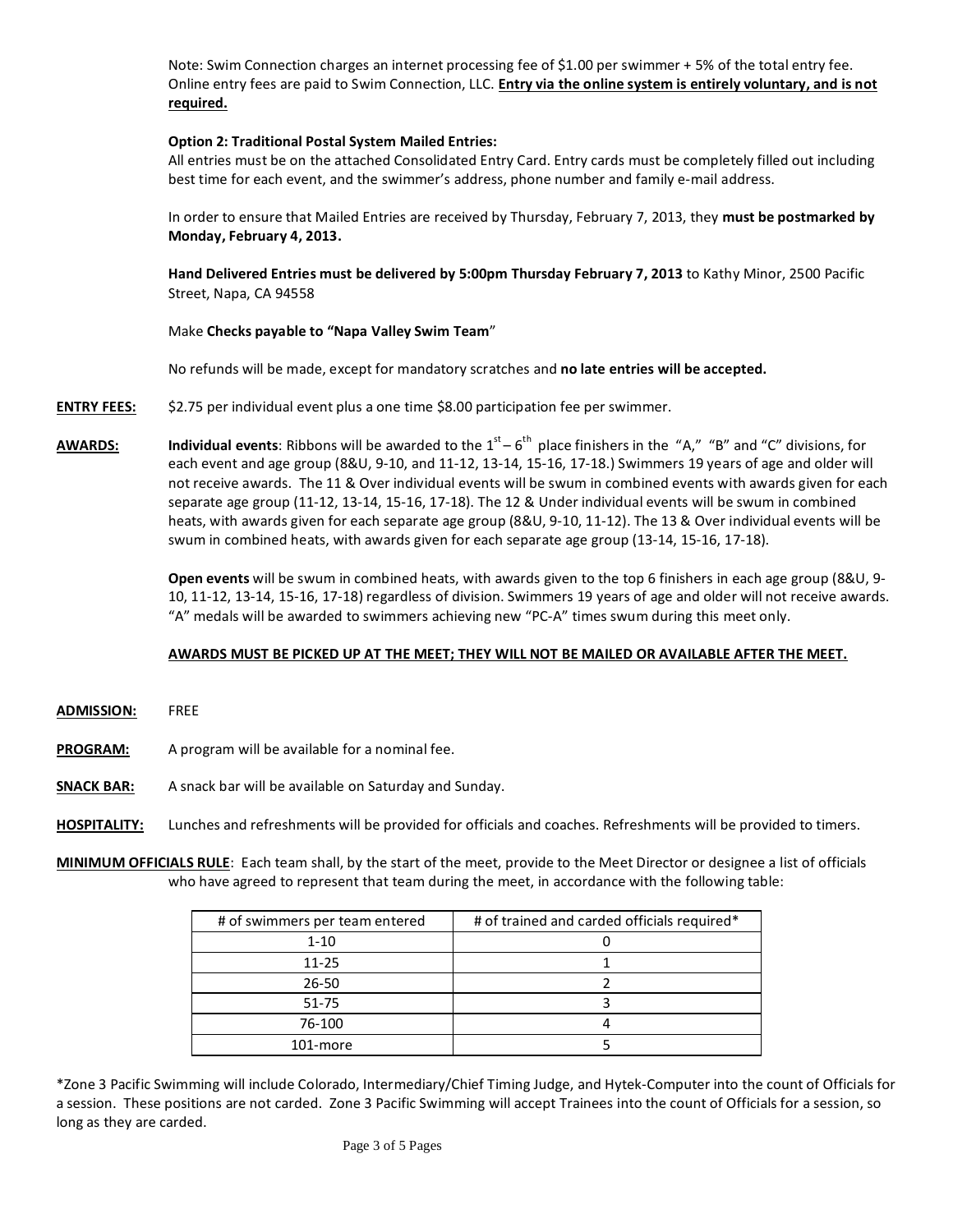Note: Swim Connection charges an internet processing fee of $1.00 per swimmer + 5% of the total entry fee. Online entry fees are paid to Swim Connection, LLC. **Entry via the online system is entirely voluntary, and is not required.**

**Option 2: Traditional Postal System Mailed Entries:**
All entries must be on the attached Consolidated Entry Card. Entry cards must be completely filled out including best time for each event, and the swimmer's address, phone number and family e-mail address.

In order to ensure that Mailed Entries are received by Thursday, February 7, 2013, they **must be postmarked by Monday, February 4, 2013.**

**Hand Delivered Entries must be delivered by 5:00pm Thursday February 7, 2013** to Kathy Minor, 2500 Pacific Street, Napa, CA 94558

Make **Checks payable to "Napa Valley Swim Team"**

No refunds will be made, except for mandatory scratches and **no late entries will be accepted.**

**ENTRY FEES:** $2.75 per individual event plus a one time $8.00 participation fee per swimmer.

**AWARDS:** **Individual events**: Ribbons will be awarded to the 1st – 6th place finishers in the "A," "B" and "C" divisions, for each event and age group (8&U, 9-10, and 11-12, 13-14, 15-16, 17-18.) Swimmers 19 years of age and older will not receive awards. The 11 & Over individual events will be swum in combined events with awards given for each separate age group (11-12, 13-14, 15-16, 17-18). The 12 & Under individual events will be swum in combined heats, with awards given for each separate age group (8&U, 9-10, 11-12). The 13 & Over individual events will be swum in combined heats, with awards given for each separate age group (13-14, 15-16, 17-18).

**Open events** will be swum in combined heats, with awards given to the top 6 finishers in each age group (8&U, 9-10, 11-12, 13-14, 15-16, 17-18) regardless of division. Swimmers 19 years of age and older will not receive awards. "A" medals will be awarded to swimmers achieving new "PC-A" times swum during this meet only.

**AWARDS MUST BE PICKED UP AT THE MEET; THEY WILL NOT BE MAILED OR AVAILABLE AFTER THE MEET.**

**ADMISSION:** FREE

**PROGRAM:** A program will be available for a nominal fee.

**SNACK BAR:** A snack bar will be available on Saturday and Sunday.

**HOSPITALITY:** Lunches and refreshments will be provided for officials and coaches. Refreshments will be provided to timers.

**MINIMUM OFFICIALS RULE**: Each team shall, by the start of the meet, provide to the Meet Director or designee a list of officials who have agreed to represent that team during the meet, in accordance with the following table:

| # of swimmers per team entered | # of trained and carded officials required* |
|---|---|
| 1-10 | 0 |
| 11-25 | 1 |
| 26-50 | 2 |
| 51-75 | 3 |
| 76-100 | 4 |
| 101-more | 5 |

*Zone 3 Pacific Swimming will include Colorado, Intermediary/Chief Timing Judge, and Hytek-Computer into the count of Officials for a session. These positions are not carded. Zone 3 Pacific Swimming will accept Trainees into the count of Officials for a session, so long as they are carded.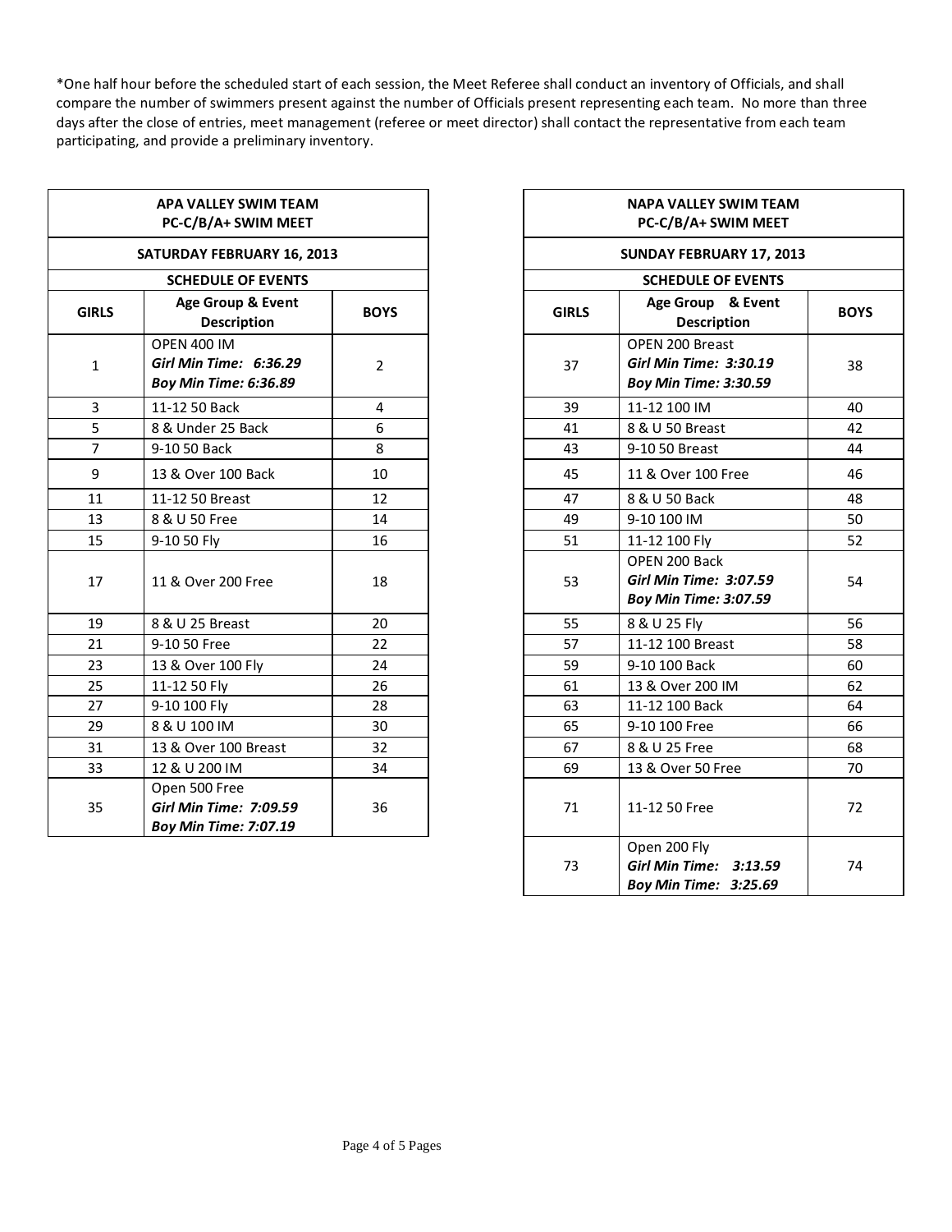*One half hour before the scheduled start of each session, the Meet Referee shall conduct an inventory of Officials, and shall compare the number of swimmers present against the number of Officials present representing each team. No more than three days after the close of entries, meet management (referee or meet director) shall contact the representative from each team participating, and provide a preliminary inventory.

| **APA VALLEY SWIM TEAM<br>PC-C/B/A+ SWIM MEET** | | |
|---|---|---|
| **SATURDAY FEBRUARY 16, 2013** | | |
| **SCHEDULE OF EVENTS** | | |
| **GIRLS** | **Age Group & Event Description** | **BOYS** |
| 1 | OPEN 400 IM<br>***Girl Min Time: 6:36.29***<br>***Boy Min Time: 6:36.89*** | 2 |
| 3 | 11-12 50 Back | 4 |
| 5 | 8 & Under 25 Back | 6 |
| 7 | 9-10 50 Back | 8 |
| 9 | 13 & Over 100 Back | 10 |
| 11 | 11-12 50 Breast | 12 |
| 13 | 8 & U 50 Free | 14 |
| 15 | 9-10 50 Fly | 16 |
| 17 | 11 & Over 200 Free | 18 |
| 19 | 8 & U 25 Breast | 20 |
| 21 | 9-10 50 Free | 22 |
| 23 | 13 & Over 100 Fly | 24 |
| 25 | 11-12 50 Fly | 26 |
| 27 | 9-10 100 Fly | 28 |
| 29 | 8 & U 100 IM | 30 |
| 31 | 13 & Over 100 Breast | 32 |
| 33 | 12 & U 200 IM | 34 |
| 35 | Open 500 Free<br>***Girl Min Time: 7:09.59***<br>***Boy Min Time: 7:07.19*** | 36 |

| **NAPA VALLEY SWIM TEAM<br>PC-C/B/A+ SWIM MEET** | | |
|---|---|---|
| **SUNDAY FEBRUARY 17, 2013** | | |
| **SCHEDULE OF EVENTS** | | |
| **GIRLS** | **Age Group & Event Description** | **BOYS** |
| 37 | OPEN 200 Breast<br>***Girl Min Time: 3:30.19***<br>***Boy Min Time: 3:30.59*** | 38 |
| 39 | 11-12 100 IM | 40 |
| 41 | 8 & U 50 Breast | 42 |
| 43 | 9-10 50 Breast | 44 |
| 45 | 11 & Over 100 Free | 46 |
| 47 | 8 & U 50 Back | 48 |
| 49 | 9-10 100 IM | 50 |
| 51 | 11-12 100 Fly | 52 |
| 53 | OPEN 200 Back<br>***Girl Min Time: 3:07.59***<br>***Boy Min Time: 3:07.59*** | 54 |
| 55 | 8 & U 25 Fly | 56 |
| 57 | 11-12 100 Breast | 58 |
| 59 | 9-10 100 Back | 60 |
| 61 | 13 & Over 200 IM | 62 |
| 63 | 11-12 100 Back | 64 |
| 65 | 9-10 100 Free | 66 |
| 67 | 8 & U 25 Free | 68 |
| 69 | 13 & Over 50 Free | 70 |
| 71 | 11-12 50 Free | 72 |
| 73 | Open 200 Fly<br>***Girl Min Time: 3:13.59***<br>***Boy Min Time: 3:25.69*** | 74 |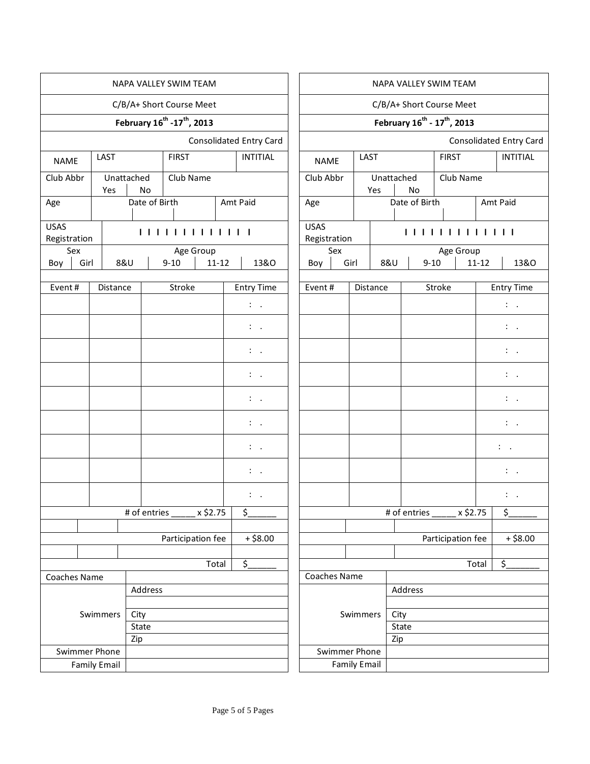| NAPA VALLEY SWIM TEAM | | | | | | | |
|---|---|---|---|---|---|---|---|
| C/B/A+ Short Course Meet | | | | | | | |
| **February 16th -17th, 2013** | | | | | | | |
| Consolidated Entry Card | | | | | | | |
| NAME | LAST | | FIRST | | | INITIAL | |
| Club Abbr | Unattached Yes / No | | Club Name | | | | |
| Age | Date of Birth | | | | Amt Paid | | |
| USAS Registration | I I I I I I I I I I I I I I | | | | | | |
| Sex | Age Group | | | | | | |
| Boy | Girl | 8&U | 9-10 | 11-12 | 13&O | | |
| Event # | Distance | Stroke | | Entry Time | | | |
| | | | | : . | | | |
| | | | | : . | | | |
| | | | | : . | | | |
| | | | | : . | | | |
| | | | | : . | | | |
| | | | | : . | | | |
| | | | | : . | | | |
| | | | | : . | | | |
| | | | | : . | | | |
| # of entries _____ x $2.75 | | | | $______ | | | |
| Participation fee | | | | + $8.00 | | | |
| Total | | | | $______ | | | |
| Coaches Name | | | | | | | |
| Swimmers | Address | | | | | | |
| | City | | | | | | |
| | State | | | | | | |
| | Zip | | | | | | |
| Swimmer Phone | | | | | | | |
| Family Email | | | | | | | |

| NAPA VALLEY SWIM TEAM | | | | | | | |
|---|---|---|---|---|---|---|---|
| C/B/A+ Short Course Meet | | | | | | | |
| **February 16th - 17th, 2013** | | | | | | | |
| Consolidated Entry Card | | | | | | | |
| NAME | LAST | | FIRST | | | INITIAL | |
| Club Abbr | Unattached Yes / No | | Club Name | | | | |
| Age | Date of Birth | | | | Amt Paid | | |
| USAS Registration | I I I I I I I I I I I I I I | | | | | | |
| Sex | Age Group | | | | | | |
| Boy | Girl | 8&U | 9-10 | 11-12 | 13&O | | |
| Event # | Distance | Stroke | | Entry Time | | | |
| | | | | : . | | | |
| | | | | : . | | | |
| | | | | : . | | | |
| | | | | : . | | | |
| | | | | : . | | | |
| | | | | : . | | | |
| | | | | : . | | | |
| | | | | : . | | | |
| | | | | : . | | | |
| # of entries _____ x $2.75 | | | | $______ | | | |
| Participation fee | | | | + $8.00 | | | |
| Total | | | | $_______ | | | |
| Coaches Name | | | | | | | |
| Swimmers | Address | | | | | | |
| | City | | | | | | |
| | State | | | | | | |
| | Zip | | | | | | |
| Swimmer Phone | | | | | | | |
| Family Email | | | | | | | |